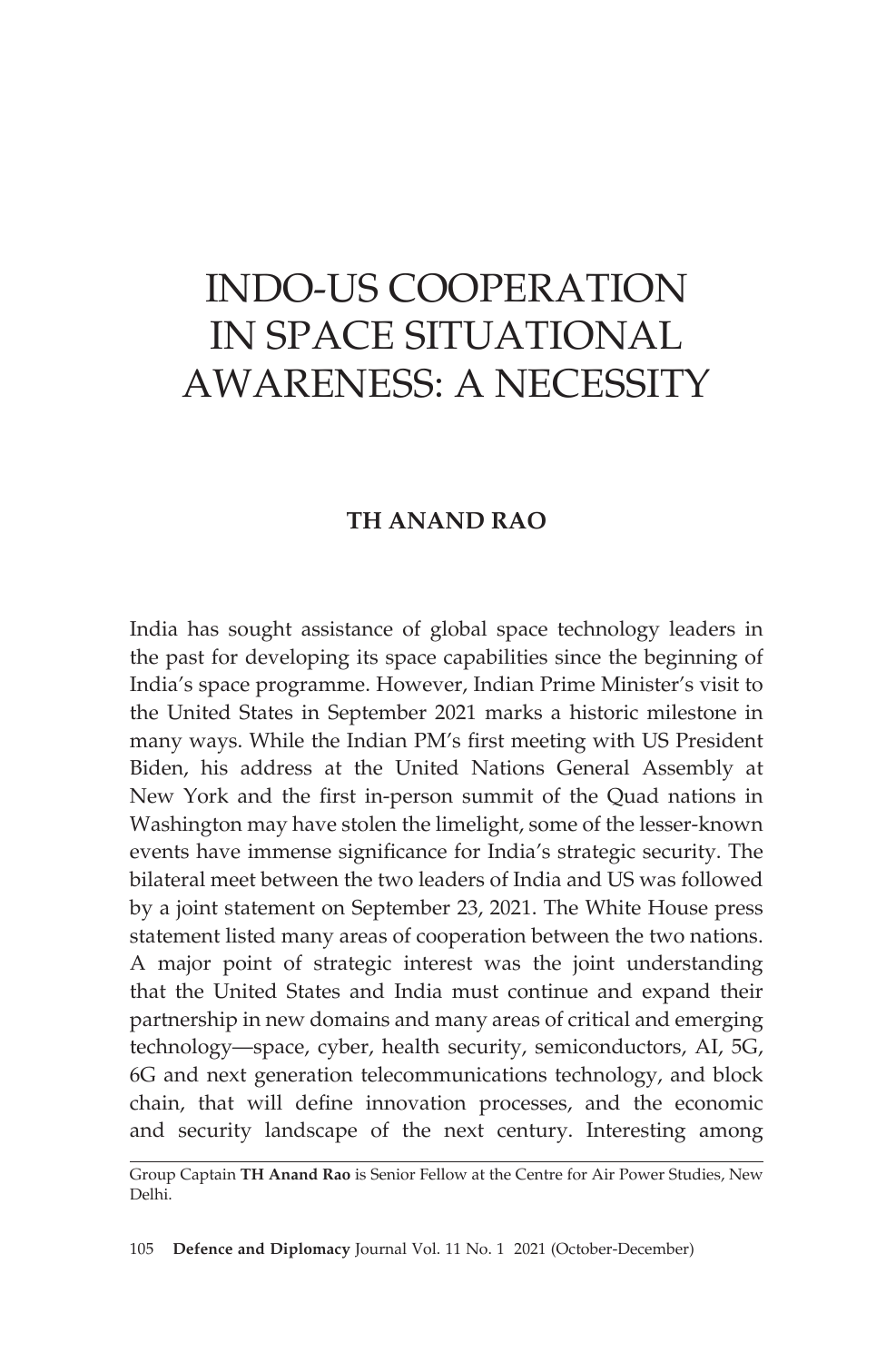# INDO-US COOPERATION IN SPACE SITUATIONAL AWARENESS: A NECESSITY

**TH ANAND RAO**

India has sought assistance of global space technology leaders in the past for developing its space capabilities since the beginning of India's space programme. However, Indian Prime Minister's visit to the United States in September 2021 marks a historic milestone in many ways. While the Indian PM's first meeting with US President Biden, his address at the United Nations General Assembly at New York and the first in-person summit of the Quad nations in Washington may have stolen the limelight, some of the lesser-known events have immense significance for India's strategic security. The bilateral meet between the two leaders of India and US was followed by a joint statement on September 23, 2021. The White House press statement listed many areas of cooperation between the two nations. A major point of strategic interest was the joint understanding that the United States and India must continue and expand their partnership in new domains and many areas of critical and emerging technology—space, cyber, health security, semiconductors, AI, 5G, 6G and next generation telecommunications technology, and block chain, that will define innovation processes, and the economic and security landscape of the next century. Interesting among

Group Captain **TH Anand Rao** is Senior Fellow at the Centre for Air Power Studies, New Delhi.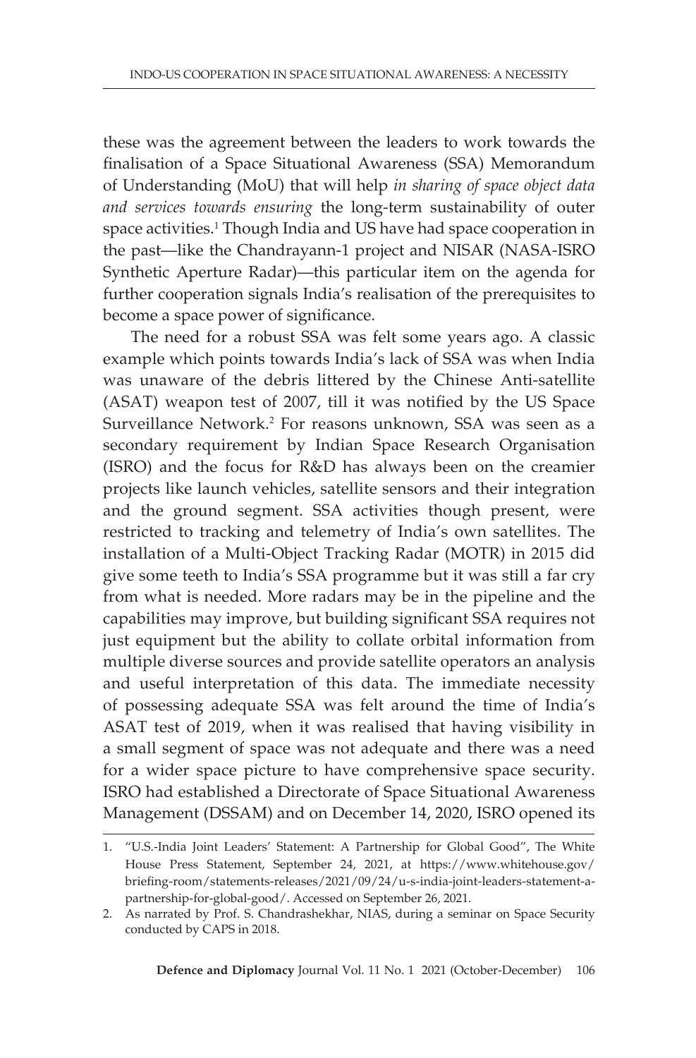these was the agreement between the leaders to work towards the finalisation of a Space Situational Awareness (SSA) Memorandum of Understanding (MoU) that will help *in sharing of space object data and services towards ensuring* the long-term sustainability of outer space activities.[1] Though India and US have had space cooperation in the past—like the Chandrayann-1 project and NISAR (NASA-ISRO Synthetic Aperture Radar)—this particular item on the agenda for further cooperation signals India's realisation of the prerequisites to become a space power of significance.

The need for a robust SSA was felt some years ago. A classic example which points towards India's lack of SSA was when India was unaware of the debris littered by the Chinese Anti-satellite (ASAT) weapon test of 2007, till it was notified by the US Space Surveillance Network.[2] For reasons unknown, SSA was seen as a secondary requirement by Indian Space Research Organisation (ISRO) and the focus for R&D has always been on the creamier projects like launch vehicles, satellite sensors and their integration and the ground segment. SSA activities though present, were restricted to tracking and telemetry of India's own satellites. The installation of a Multi-Object Tracking Radar (MOTR) in 2015 did give some teeth to India's SSA programme but it was still a far cry from what is needed. More radars may be in the pipeline and the capabilities may improve, but building significant SSA requires not just equipment but the ability to collate orbital information from multiple diverse sources and provide satellite operators an analysis and useful interpretation of this data. The immediate necessity of possessing adequate SSA was felt around the time of India's ASAT test of 2019, when it was realised that having visibility in a small segment of space was not adequate and there was a need for a wider space picture to have comprehensive space security. ISRO had established a Directorate of Space Situational Awareness Management (DSSAM) and on December 14, 2020, ISRO opened its

---

1. "U.S.-India Joint Leaders' Statement: A Partnership for Global Good", The White House Press Statement, September 24, 2021, at https://www.whitehouse.gov/briefing-room/statements-releases/2021/09/24/u-s-india-joint-leaders-statement-a-partnership-for-global-good/. Accessed on September 26, 2021.
2. As narrated by Prof. S. Chandrashekhar, NIAS, during a seminar on Space Security conducted by CAPS in 2018.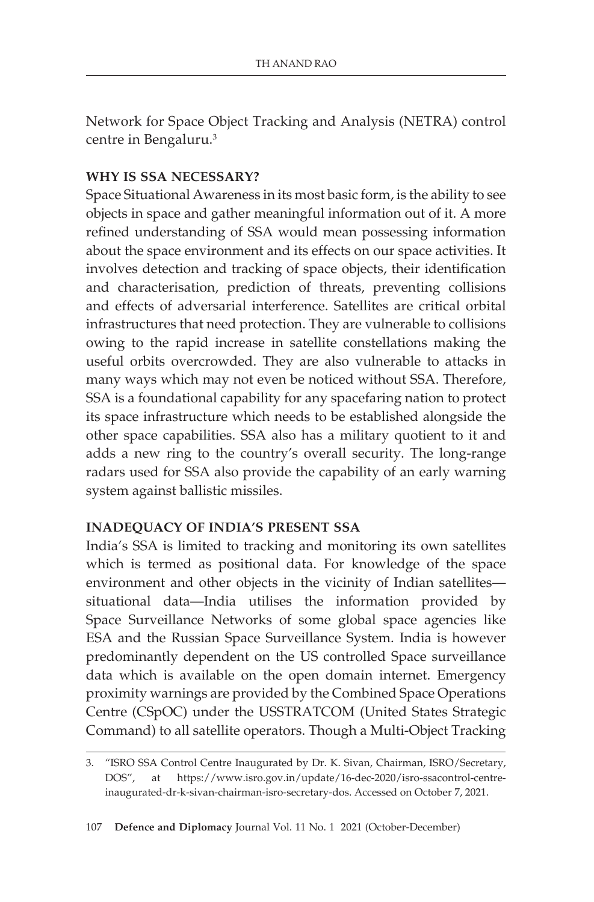Network for Space Object Tracking and Analysis (NETRA) control centre in Bengaluru.[3]

## WHY IS SSA NECESSARY?

Space Situational Awareness in its most basic form, is the ability to see objects in space and gather meaningful information out of it. A more refined understanding of SSA would mean possessing information about the space environment and its effects on our space activities. It involves detection and tracking of space objects, their identification and characterisation, prediction of threats, preventing collisions and effects of adversarial interference. Satellites are critical orbital infrastructures that need protection. They are vulnerable to collisions owing to the rapid increase in satellite constellations making the useful orbits overcrowded. They are also vulnerable to attacks in many ways which may not even be noticed without SSA. Therefore, SSA is a foundational capability for any spacefaring nation to protect its space infrastructure which needs to be established alongside the other space capabilities. SSA also has a military quotient to it and adds a new ring to the country's overall security. The long-range radars used for SSA also provide the capability of an early warning system against ballistic missiles.

## INADEQUACY OF INDIA'S PRESENT SSA

India's SSA is limited to tracking and monitoring its own satellites which is termed as positional data. For knowledge of the space environment and other objects in the vicinity of Indian satellites—situational data—India utilises the information provided by Space Surveillance Networks of some global space agencies like ESA and the Russian Space Surveillance System. India is however predominantly dependent on the US controlled Space surveillance data which is available on the open domain internet. Emergency proximity warnings are provided by the Combined Space Operations Centre (CSpOC) under the USSTRATCOM (United States Strategic Command) to all satellite operators. Though a Multi-Object Tracking

---

3. "ISRO SSA Control Centre Inaugurated by Dr. K. Sivan, Chairman, ISRO/Secretary, DOS", at https://www.isro.gov.in/update/16-dec-2020/isro-ssacontrol-centre-inaugurated-dr-k-sivan-chairman-isro-secretary-dos. Accessed on October 7, 2021.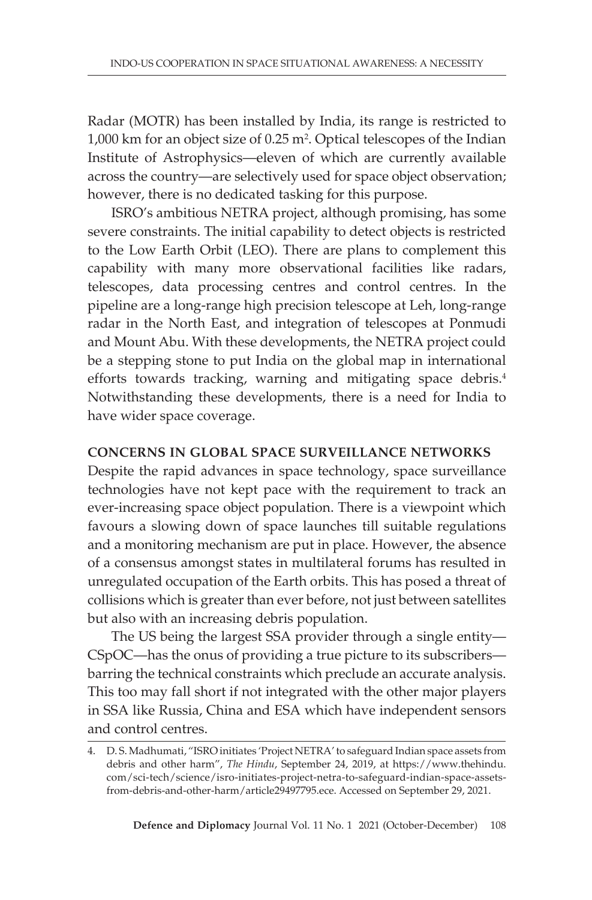Radar (MOTR) has been installed by India, its range is restricted to 1,000 km for an object size of 0.25 $m^2$. Optical telescopes of the Indian Institute of Astrophysics—eleven of which are currently available across the country—are selectively used for space object observation; however, there is no dedicated tasking for this purpose.

ISRO's ambitious NETRA project, although promising, has some severe constraints. The initial capability to detect objects is restricted to the Low Earth Orbit (LEO). There are plans to complement this capability with many more observational facilities like radars, telescopes, data processing centres and control centres. In the pipeline are a long-range high precision telescope at Leh, long-range radar in the North East, and integration of telescopes at Ponmudi and Mount Abu. With these developments, the NETRA project could be a stepping stone to put India on the global map in international efforts towards tracking, warning and mitigating space debris.[4] Notwithstanding these developments, there is a need for India to have wider space coverage.

## CONCERNS IN GLOBAL SPACE SURVEILLANCE NETWORKS

Despite the rapid advances in space technology, space surveillance technologies have not kept pace with the requirement to track an ever-increasing space object population. There is a viewpoint which favours a slowing down of space launches till suitable regulations and a monitoring mechanism are put in place. However, the absence of a consensus amongst states in multilateral forums has resulted in unregulated occupation of the Earth orbits. This has posed a threat of collisions which is greater than ever before, not just between satellites but also with an increasing debris population.

The US being the largest SSA provider through a single entity—CSpOC—has the onus of providing a true picture to its subscribers—barring the technical constraints which preclude an accurate analysis. This too may fall short if not integrated with the other major players in SSA like Russia, China and ESA which have independent sensors and control centres.

4. D. S. Madhumati, "ISRO initiates 'Project NETRA' to safeguard Indian space assets from debris and other harm", *The Hindu*, September 24, 2019, at https://www.thehindu.com/sci-tech/science/isro-initiates-project-netra-to-safeguard-indian-space-assets-from-debris-and-other-harm/article29497795.ece. Accessed on September 29, 2021.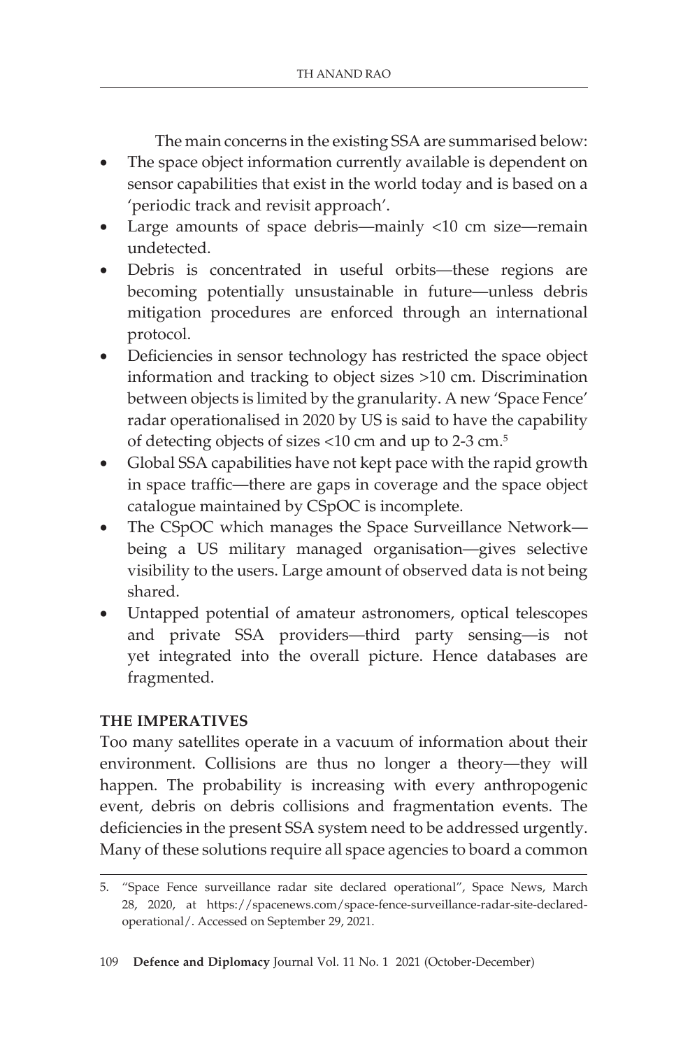The main concerns in the existing SSA are summarised below:

- The space object information currently available is dependent on sensor capabilities that exist in the world today and is based on a 'periodic track and revisit approach'.
- Large amounts of space debris—mainly <10 cm size—remain undetected.
- Debris is concentrated in useful orbits—these regions are becoming potentially unsustainable in future—unless debris mitigation procedures are enforced through an international protocol.
- Deficiencies in sensor technology has restricted the space object information and tracking to object sizes >10 cm. Discrimination between objects is limited by the granularity. A new 'Space Fence' radar operationalised in 2020 by US is said to have the capability of detecting objects of sizes <10 cm and up to 2-3 cm.[5]
- Global SSA capabilities have not kept pace with the rapid growth in space traffic—there are gaps in coverage and the space object catalogue maintained by CSpOC is incomplete.
- The CSpOC which manages the Space Surveillance Network—being a US military managed organisation—gives selective visibility to the users. Large amount of observed data is not being shared.
- Untapped potential of amateur astronomers, optical telescopes and private SSA providers—third party sensing—is not yet integrated into the overall picture. Hence databases are fragmented.

**THE IMPERATIVES**

Too many satellites operate in a vacuum of information about their environment. Collisions are thus no longer a theory—they will happen. The probability is increasing with every anthropogenic event, debris on debris collisions and fragmentation events. The deficiencies in the present SSA system need to be addressed urgently. Many of these solutions require all space agencies to board a common

5. "Space Fence surveillance radar site declared operational", Space News, March 28, 2020, at https://spacenews.com/space-fence-surveillance-radar-site-declared-operational/. Accessed on September 29, 2021.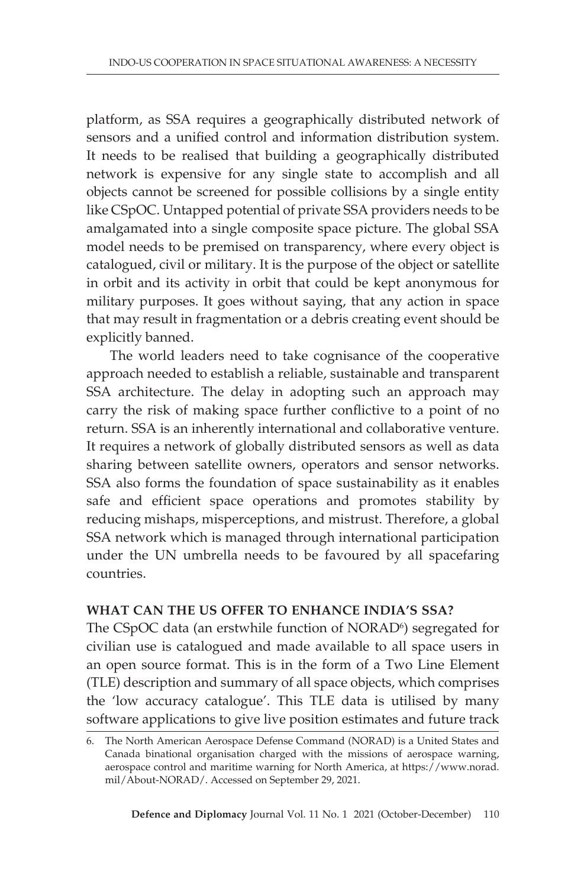platform, as SSA requires a geographically distributed network of sensors and a unified control and information distribution system. It needs to be realised that building a geographically distributed network is expensive for any single state to accomplish and all objects cannot be screened for possible collisions by a single entity like CSpOC. Untapped potential of private SSA providers needs to be amalgamated into a single composite space picture. The global SSA model needs to be premised on transparency, where every object is catalogued, civil or military. It is the purpose of the object or satellite in orbit and its activity in orbit that could be kept anonymous for military purposes. It goes without saying, that any action in space that may result in fragmentation or a debris creating event should be explicitly banned.

The world leaders need to take cognisance of the cooperative approach needed to establish a reliable, sustainable and transparent SSA architecture. The delay in adopting such an approach may carry the risk of making space further conflictive to a point of no return. SSA is an inherently international and collaborative venture. It requires a network of globally distributed sensors as well as data sharing between satellite owners, operators and sensor networks. SSA also forms the foundation of space sustainability as it enables safe and efficient space operations and promotes stability by reducing mishaps, misperceptions, and mistrust. Therefore, a global SSA network which is managed through international participation under the UN umbrella needs to be favoured by all spacefaring countries.

### WHAT CAN THE US OFFER TO ENHANCE INDIA'S SSA?

The CSpOC data (an erstwhile function of NORAD[6]) segregated for civilian use is catalogued and made available to all space users in an open source format. This is in the form of a Two Line Element (TLE) description and summary of all space objects, which comprises the 'low accuracy catalogue'. This TLE data is utilised by many software applications to give live position estimates and future track

6. The North American Aerospace Defense Command (NORAD) is a United States and Canada binational organisation charged with the missions of aerospace warning, aerospace control and maritime warning for North America, at https://www.norad.mil/About-NORAD/. Accessed on September 29, 2021.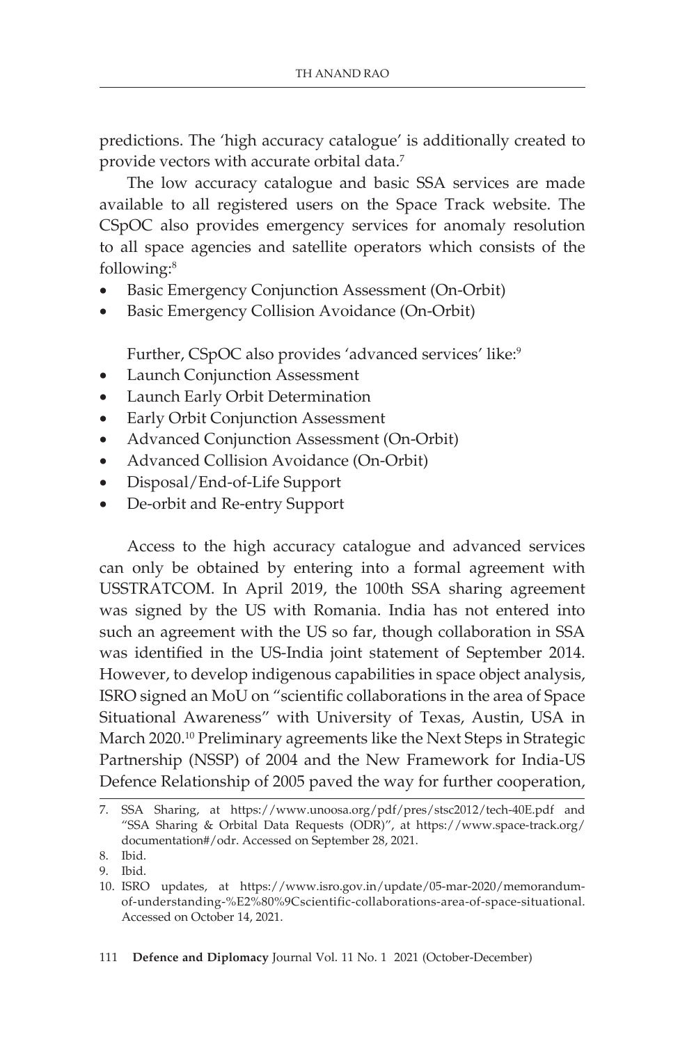predictions. The 'high accuracy catalogue' is additionally created to provide vectors with accurate orbital data.[7]

The low accuracy catalogue and basic SSA services are made available to all registered users on the Space Track website. The CSpOC also provides emergency services for anomaly resolution to all space agencies and satellite operators which consists of the following:[8]

- Basic Emergency Conjunction Assessment (On-Orbit)
- Basic Emergency Collision Avoidance (On-Orbit)

Further, CSpOC also provides 'advanced services' like:[9]

- Launch Conjunction Assessment
- Launch Early Orbit Determination
- Early Orbit Conjunction Assessment
- Advanced Conjunction Assessment (On-Orbit)
- Advanced Collision Avoidance (On-Orbit)
- Disposal/End-of-Life Support
- De-orbit and Re-entry Support

Access to the high accuracy catalogue and advanced services can only be obtained by entering into a formal agreement with USSTRATCOM. In April 2019, the 100th SSA sharing agreement was signed by the US with Romania. India has not entered into such an agreement with the US so far, though collaboration in SSA was identified in the US-India joint statement of September 2014. However, to develop indigenous capabilities in space object analysis, ISRO signed an MoU on "scientific collaborations in the area of Space Situational Awareness" with University of Texas, Austin, USA in March 2020.[10] Preliminary agreements like the Next Steps in Strategic Partnership (NSSP) of 2004 and the New Framework for India-US Defence Relationship of 2005 paved the way for further cooperation,

---

7. SSA Sharing, at https://www.unoosa.org/pdf/pres/stsc2012/tech-40E.pdf and "SSA Sharing & Orbital Data Requests (ODR)", at https://www.space-track.org/documentation#/odr. Accessed on September 28, 2021.
8. Ibid.
9. Ibid.
10. ISRO updates, at https://www.isro.gov.in/update/05-mar-2020/memorandum-of-understanding-%E2%80%9Cscientific-collaborations-area-of-space-situational. Accessed on October 14, 2021.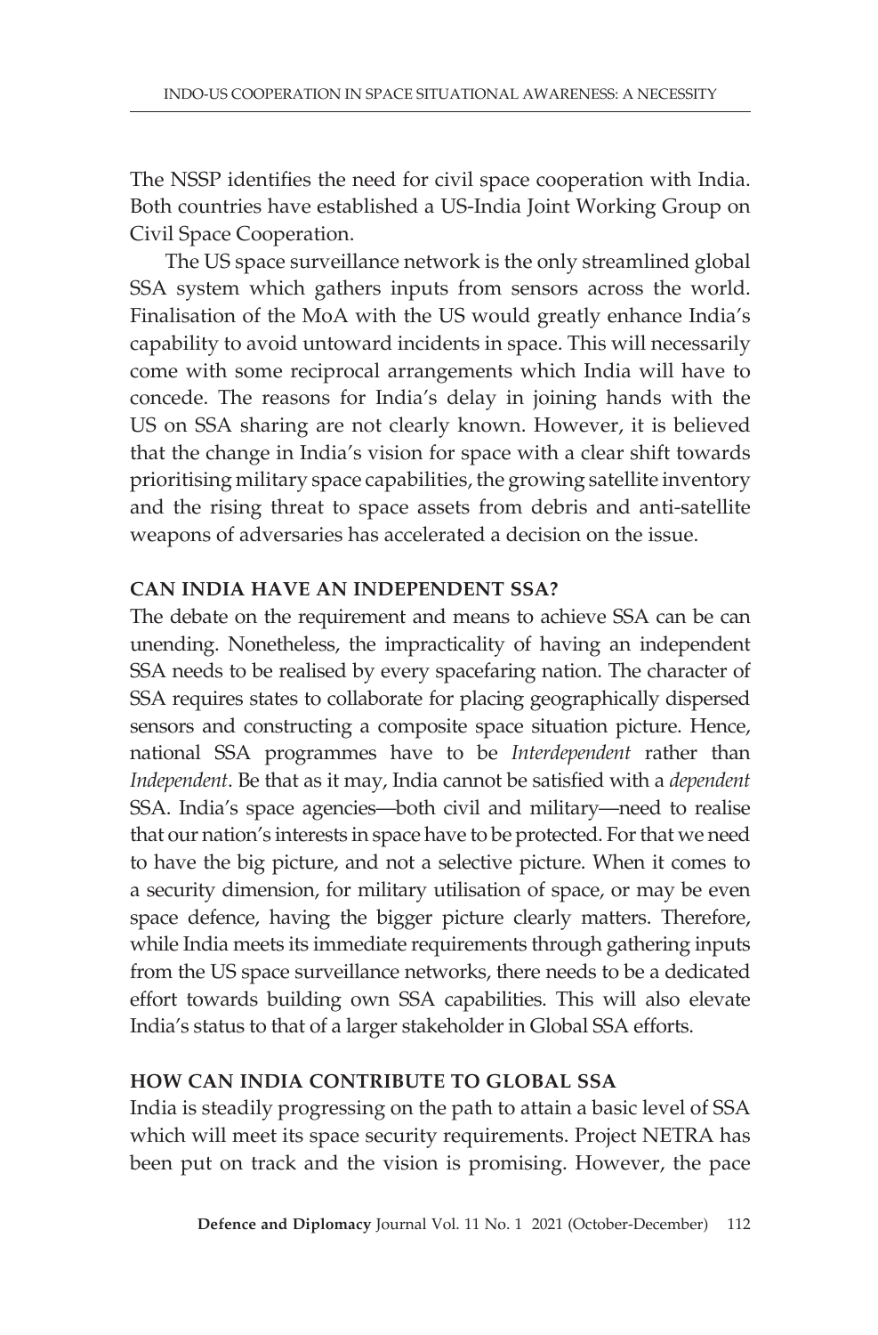The NSSP identifies the need for civil space cooperation with India. Both countries have established a US-India Joint Working Group on Civil Space Cooperation.

The US space surveillance network is the only streamlined global SSA system which gathers inputs from sensors across the world. Finalisation of the MoA with the US would greatly enhance India's capability to avoid untoward incidents in space. This will necessarily come with some reciprocal arrangements which India will have to concede. The reasons for India's delay in joining hands with the US on SSA sharing are not clearly known. However, it is believed that the change in India's vision for space with a clear shift towards prioritising military space capabilities, the growing satellite inventory and the rising threat to space assets from debris and anti-satellite weapons of adversaries has accelerated a decision on the issue.

## CAN INDIA HAVE AN INDEPENDENT SSA?

The debate on the requirement and means to achieve SSA can be can unending. Nonetheless, the impracticality of having an independent SSA needs to be realised by every spacefaring nation. The character of SSA requires states to collaborate for placing geographically dispersed sensors and constructing a composite space situation picture. Hence, national SSA programmes have to be *Interdependent* rather than *Independent*. Be that as it may, India cannot be satisfied with a *dependent* SSA. India's space agencies—both civil and military—need to realise that our nation's interests in space have to be protected. For that we need to have the big picture, and not a selective picture. When it comes to a security dimension, for military utilisation of space, or may be even space defence, having the bigger picture clearly matters. Therefore, while India meets its immediate requirements through gathering inputs from the US space surveillance networks, there needs to be a dedicated effort towards building own SSA capabilities. This will also elevate India's status to that of a larger stakeholder in Global SSA efforts.

## HOW CAN INDIA CONTRIBUTE TO GLOBAL SSA

India is steadily progressing on the path to attain a basic level of SSA which will meet its space security requirements. Project NETRA has been put on track and the vision is promising. However, the pace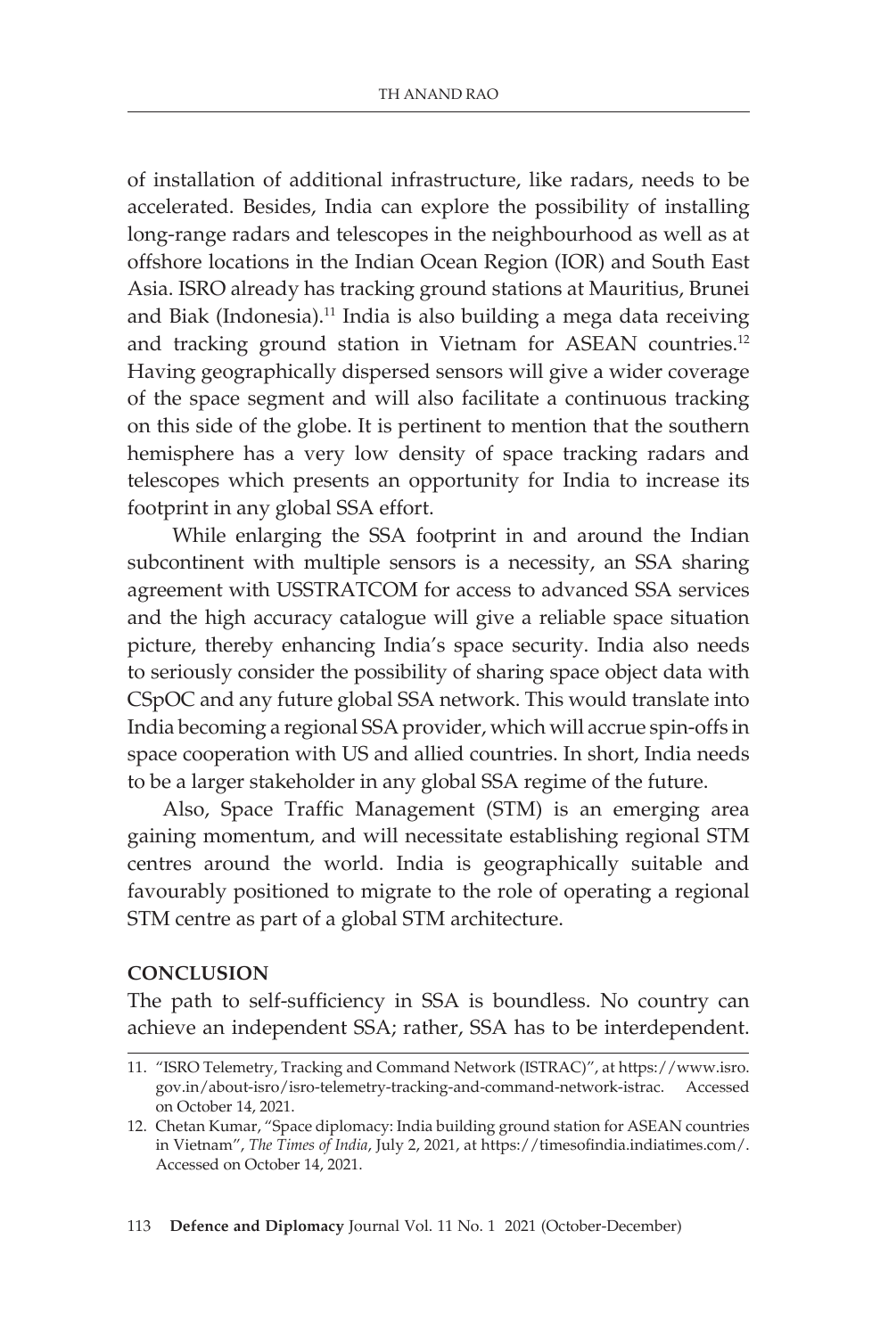of installation of additional infrastructure, like radars, needs to be accelerated. Besides, India can explore the possibility of installing long-range radars and telescopes in the neighbourhood as well as at offshore locations in the Indian Ocean Region (IOR) and South East Asia. ISRO already has tracking ground stations at Mauritius, Brunei and Biak (Indonesia).[11] India is also building a mega data receiving and tracking ground station in Vietnam for ASEAN countries.[12] Having geographically dispersed sensors will give a wider coverage of the space segment and will also facilitate a continuous tracking on this side of the globe. It is pertinent to mention that the southern hemisphere has a very low density of space tracking radars and telescopes which presents an opportunity for India to increase its footprint in any global SSA effort.

While enlarging the SSA footprint in and around the Indian subcontinent with multiple sensors is a necessity, an SSA sharing agreement with USSTRATCOM for access to advanced SSA services and the high accuracy catalogue will give a reliable space situation picture, thereby enhancing India's space security. India also needs to seriously consider the possibility of sharing space object data with CSpOC and any future global SSA network. This would translate into India becoming a regional SSA provider, which will accrue spin-offs in space cooperation with US and allied countries. In short, India needs to be a larger stakeholder in any global SSA regime of the future.

Also, Space Traffic Management (STM) is an emerging area gaining momentum, and will necessitate establishing regional STM centres around the world. India is geographically suitable and favourably positioned to migrate to the role of operating a regional STM centre as part of a global STM architecture.

## CONCLUSION

The path to self-sufficiency in SSA is boundless. No country can achieve an independent SSA; rather, SSA has to be interdependent.

---

11. "ISRO Telemetry, Tracking and Command Network (ISTRAC)", at https://www.isro.gov.in/about-isro/isro-telemetry-tracking-and-command-network-istrac. Accessed on October 14, 2021.
12. Chetan Kumar, "Space diplomacy: India building ground station for ASEAN countries in Vietnam", *The Times of India*, July 2, 2021, at https://timesofindia.indiatimes.com/. Accessed on October 14, 2021.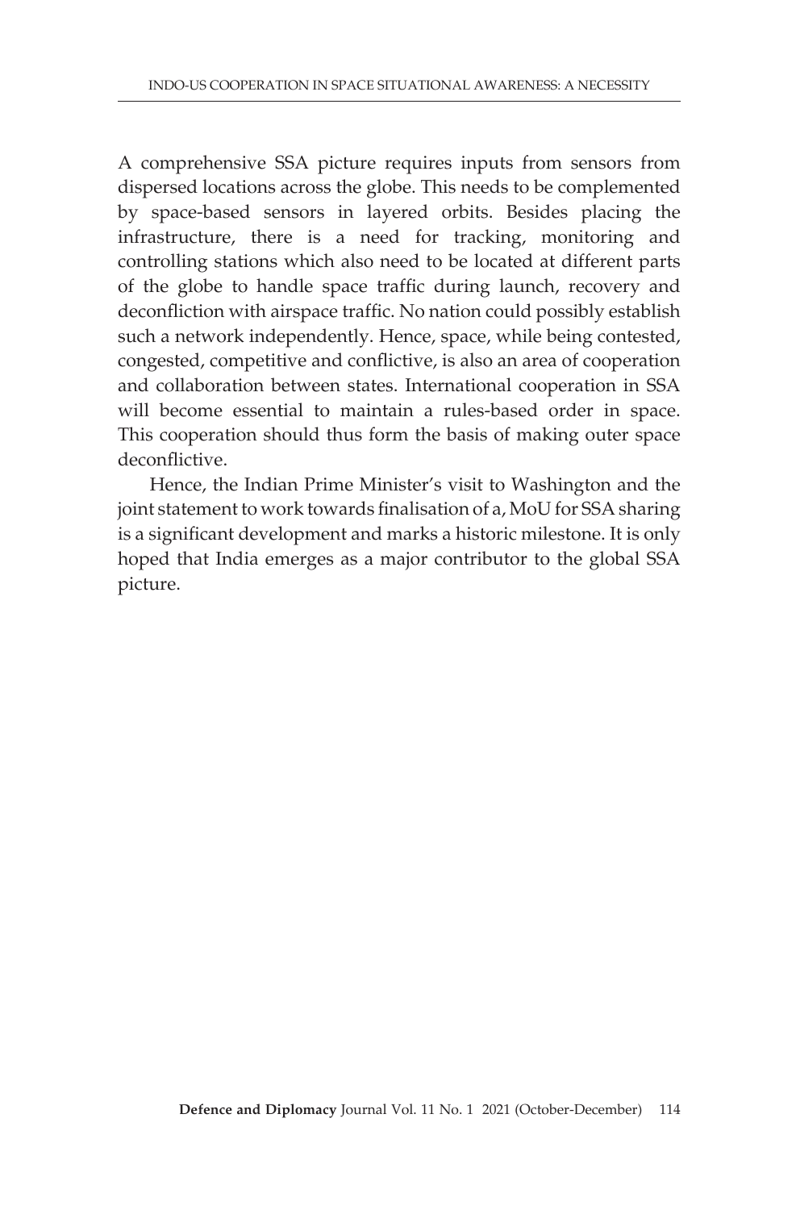A comprehensive SSA picture requires inputs from sensors from dispersed locations across the globe. This needs to be complemented by space-based sensors in layered orbits. Besides placing the infrastructure, there is a need for tracking, monitoring and controlling stations which also need to be located at different parts of the globe to handle space traffic during launch, recovery and deconfliction with airspace traffic. No nation could possibly establish such a network independently. Hence, space, while being contested, congested, competitive and conflictive, is also an area of cooperation and collaboration between states. International cooperation in SSA will become essential to maintain a rules-based order in space. This cooperation should thus form the basis of making outer space deconflictive.

Hence, the Indian Prime Minister's visit to Washington and the joint statement to work towards finalisation of a, MoU for SSA sharing is a significant development and marks a historic milestone. It is only hoped that India emerges as a major contributor to the global SSA picture.